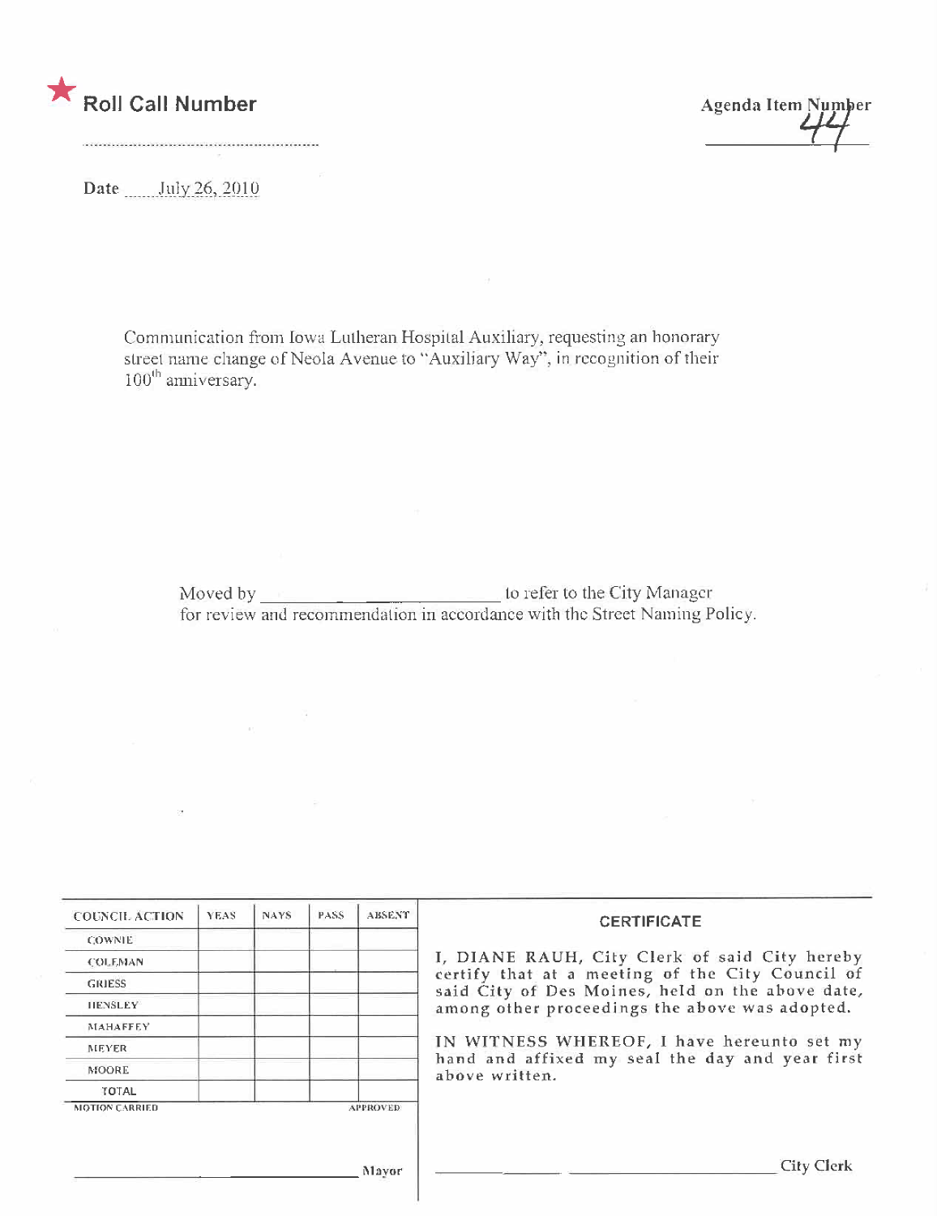★ **Roll Call Number**

Agenda Item Number 44

Date July 26, 2010

Communication from Iowa Lutheran Hospital Auxiliary, requesting an honorary street name change of Neola Avenue to "Auxiliary Way", in recognition of their 100th anniversary.

Moved by ______________________ to refer to the City Manager for review and recommendation in accordance with the Street Naming Policy.

| COUNCIL ACTION | YEAS | NAYS | PASS | ABSENT |
|---|---|---|---|---|
| COWNIE | | | | |
| COLEMAN | | | | |
| GRIESS | | | | |
| HENSLEY | | | | |
| MAHAFFEY | | | | |
| MEYER | | | | |
| MOORE | | | | |
| TOTAL | | | | |

MOTION CARRIED APPROVED

______________________ Mayor

**CERTIFICATE**

I, DIANE RAUH, City Clerk of said City hereby certify that at a meeting of the City Council of said City of Des Moines, held on the above date, among other proceedings the above was adopted.

IN WITNESS WHEREOF, I have hereunto set my hand and affixed my seal the day and year first above written.

______________________ City Clerk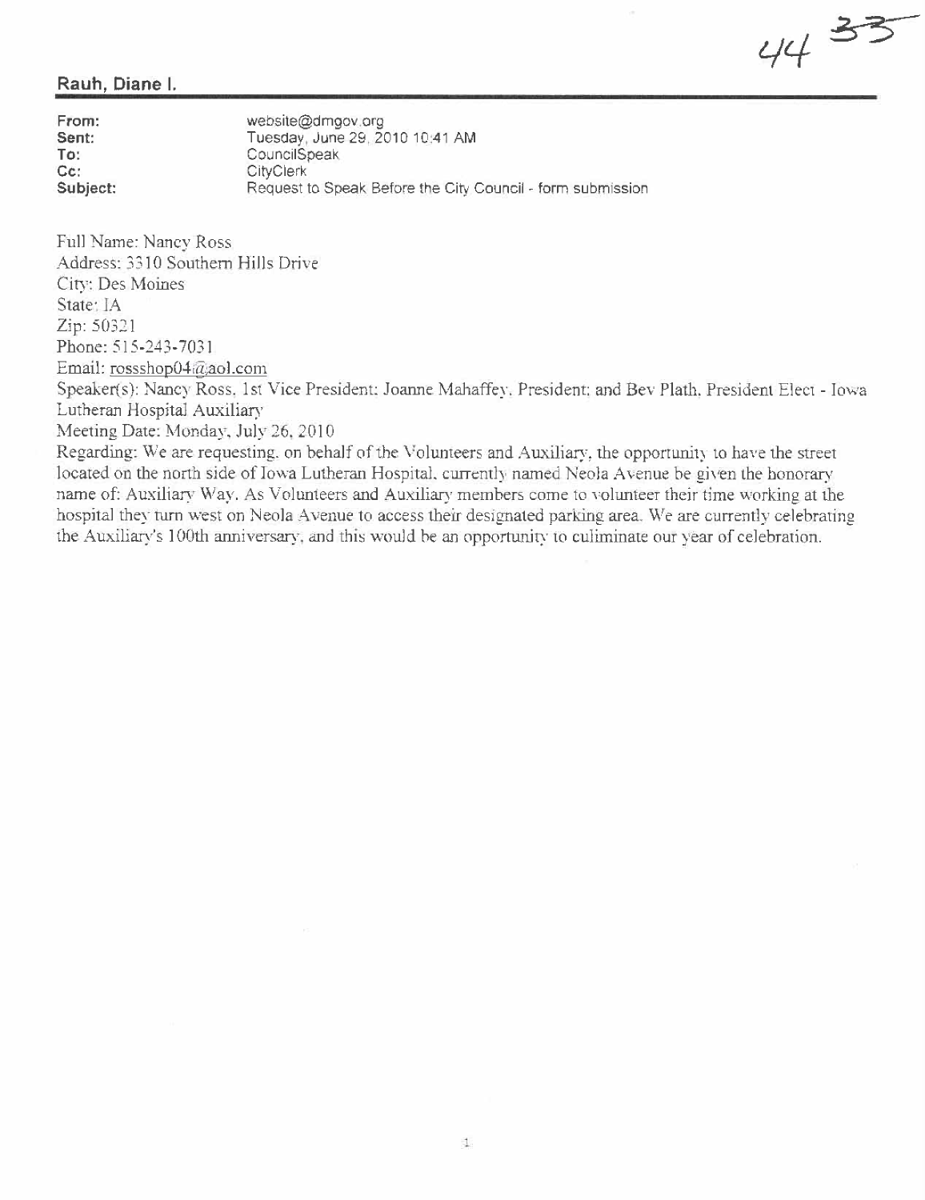44 ~~33~~

**Rauh, Diane I.**

| | |
|---|---|
| **From:** | website@dmgov.org |
| **Sent:** | Tuesday, June 29, 2010 10:41 AM |
| **To:** | CouncilSpeak |
| **Cc:** | CityClerk |
| **Subject:** | Request to Speak Before the City Council - form submission |

Full Name: Nancy Ross
Address: 3310 Southern Hills Drive
City: Des Moines
State: IA
Zip: 50321
Phone: 515-243-7031
Email: rossshop04@aol.com
Speaker(s): Nancy Ross, 1st Vice President; Joanne Mahaffey, President; and Bev Plath, President Elect - Iowa Lutheran Hospital Auxiliary
Meeting Date: Monday, July 26, 2010
Regarding: We are requesting, on behalf of the Volunteers and Auxiliary, the opportunity to have the street located on the north side of Iowa Lutheran Hospital, currently named Neola Avenue be given the honorary name of: Auxiliary Way. As Volunteers and Auxiliary members come to volunteer their time working at the hospital they turn west on Neola Avenue to access their designated parking area. We are currently celebrating the Auxiliary's 100th anniversary, and this would be an opportunity to culiminate our year of celebration.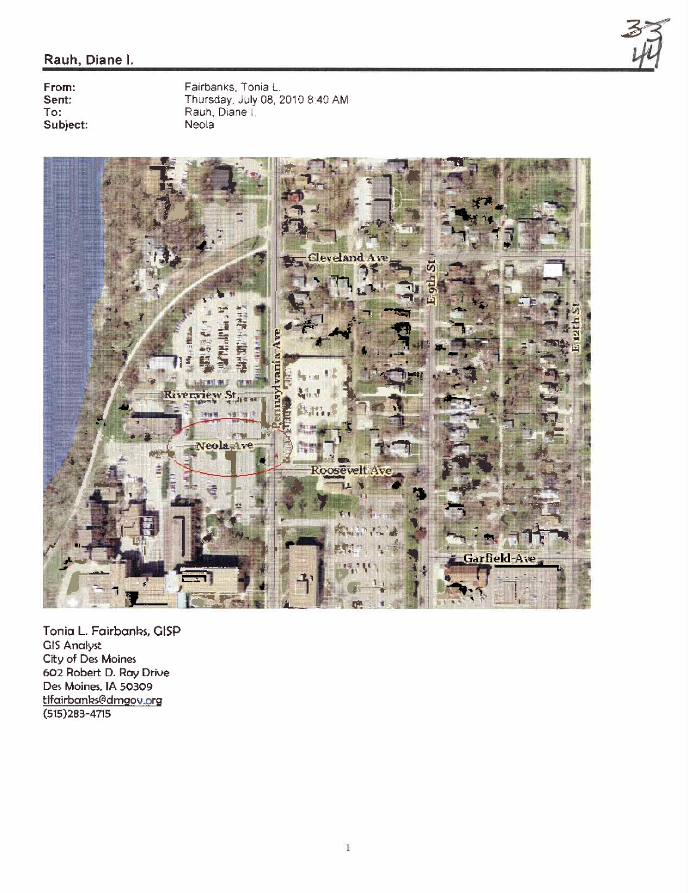## Rauh, Diane I.

**From:** Fairbanks, Tonia L.
**Sent:** Thursday, July 08, 2010 8:40 AM
**To:** Rauh, Diane I.
**Subject:** Neola

Cleveland Ave

E 9th St

E 12th St

Pennsylvania Ave

Riverview St

Neola Ave

Roosevelt Ave

Garfield Ave

Tonia L. Fairbanks, GISP
GIS Analyst
City of Des Moines
602 Robert D. Ray Drive
Des Moines, IA 50309
tlfairbanks@dmgov.org
(515)283-4715